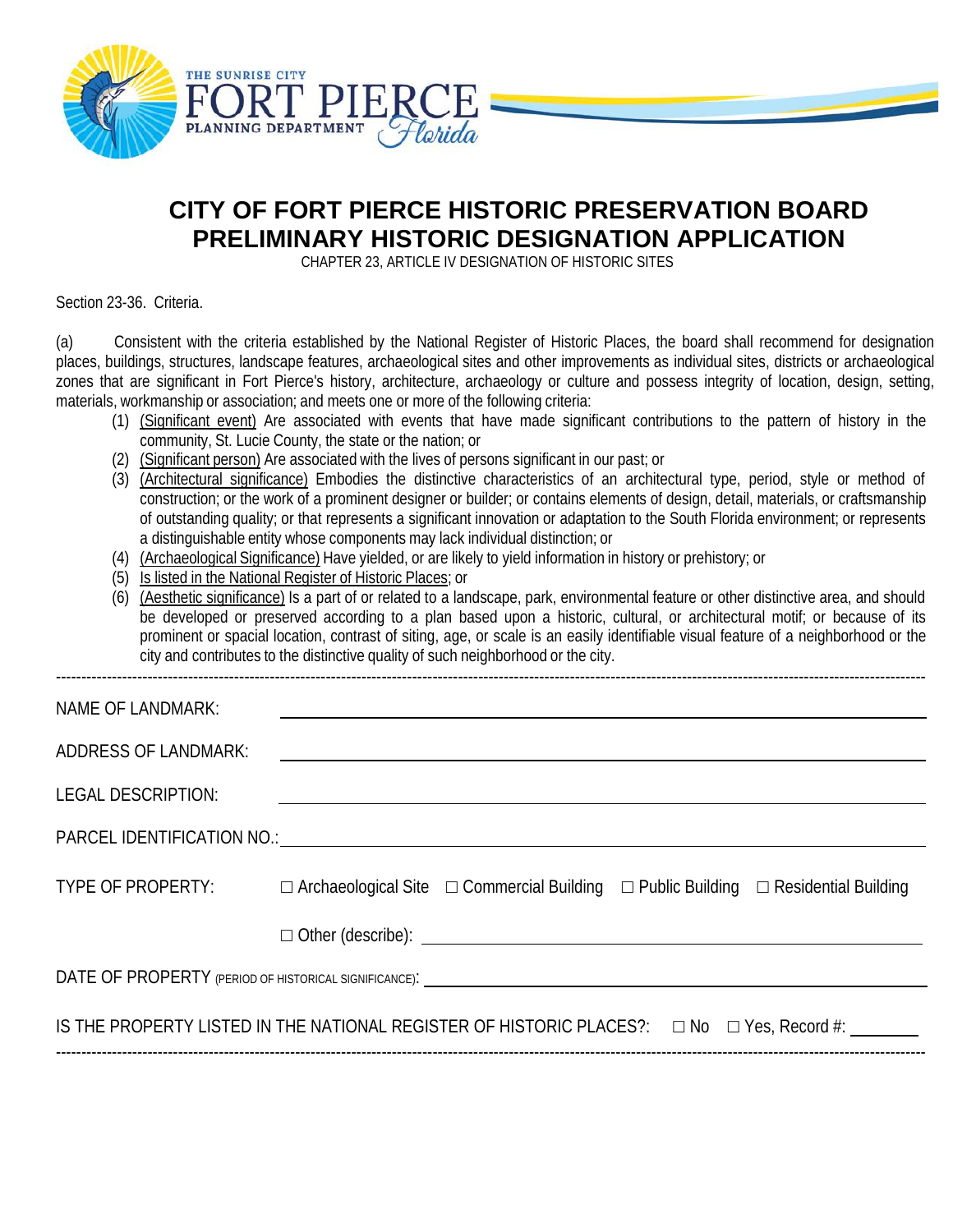THE SUNRISE CITY
FORT PIERCE
PLANNING DEPARTMENT
Florida

# CITY OF FORT PIERCE HISTORIC PRESERVATION BOARD
# PRELIMINARY HISTORIC DESIGNATION APPLICATION

CHAPTER 23, ARTICLE IV DESIGNATION OF HISTORIC SITES

Section 23-36. Criteria.

(a) Consistent with the criteria established by the National Register of Historic Places, the board shall recommend for designation places, buildings, structures, landscape features, archaeological sites and other improvements as individual sites, districts or archaeological zones that are significant in Fort Pierce's history, architecture, archaeology or culture and possess integrity of location, design, setting, materials, workmanship or association; and meets one or more of the following criteria:

1. (Significant event) Are associated with events that have made significant contributions to the pattern of history in the community, St. Lucie County, the state or the nation; or
2. (Significant person) Are associated with the lives of persons significant in our past; or
3. (Architectural significance) Embodies the distinctive characteristics of an architectural type, period, style or method of construction; or the work of a prominent designer or builder; or contains elements of design, detail, materials, or craftsmanship of outstanding quality; or that represents a significant innovation or adaptation to the South Florida environment; or represents a distinguishable entity whose components may lack individual distinction; or
4. (Archaeological Significance) Have yielded, or are likely to yield information in history or prehistory; or
5. Is listed in the National Register of Historic Places; or
6. (Aesthetic significance) Is a part of or related to a landscape, park, environmental feature or other distinctive area, and should be developed or preserved according to a plan based upon a historic, cultural, or architectural motif; or because of its prominent or spacial location, contrast of siting, age, or scale is an easily identifiable visual feature of a neighborhood or the city and contributes to the distinctive quality of such neighborhood or the city.

---

NAME OF LANDMARK: ____________________

ADDRESS OF LANDMARK: ____________________

LEGAL DESCRIPTION: ____________________

PARCEL IDENTIFICATION NO.: ____________________

TYPE OF PROPERTY: ☐ Archaeological Site ☐ Commercial Building ☐ Public Building ☐ Residential Building

☐ Other (describe): ____________________

DATE OF PROPERTY (PERIOD OF HISTORICAL SIGNIFICANCE): ____________________

IS THE PROPERTY LISTED IN THE NATIONAL REGISTER OF HISTORIC PLACES?: ☐ No ☐ Yes, Record #: ________

---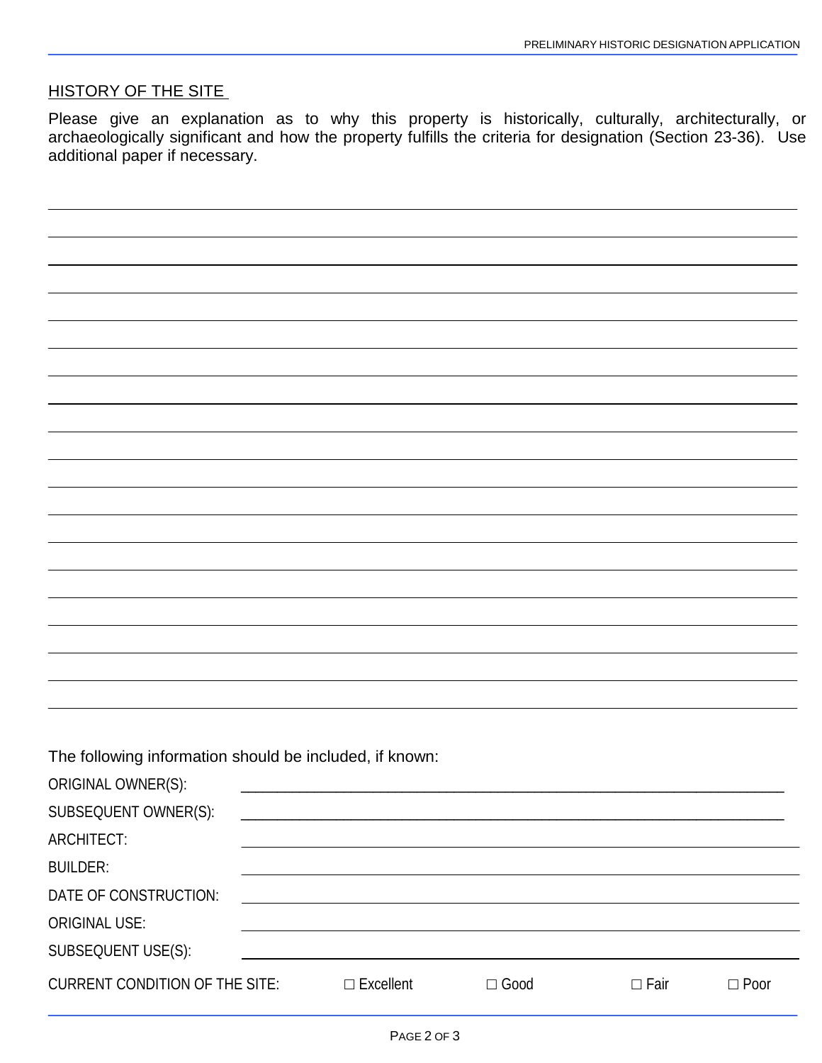## HISTORY OF THE SITE

Please give an explanation as to why this property is historically, culturally, architecturally, or archaeologically significant and how the property fulfills the criteria for designation (Section 23-36). Use additional paper if necessary.

_______________________________________________________________________________

_______________________________________________________________________________

_______________________________________________________________________________

_______________________________________________________________________________

_______________________________________________________________________________

_______________________________________________________________________________

_______________________________________________________________________________

_______________________________________________________________________________

_______________________________________________________________________________

_______________________________________________________________________________

_______________________________________________________________________________

_______________________________________________________________________________

_______________________________________________________________________________

_______________________________________________________________________________

_______________________________________________________________________________

_______________________________________________________________________________

_______________________________________________________________________________

_______________________________________________________________________________

The following information should be included, if known:

ORIGINAL OWNER(S): _______________________________________________

SUBSEQUENT OWNER(S): _______________________________________________

ARCHITECT: _______________________________________________

BUILDER: _______________________________________________

DATE OF CONSTRUCTION: _______________________________________________

ORIGINAL USE: _______________________________________________

SUBSEQUENT USE(S): _______________________________________________

CURRENT CONDITION OF THE SITE: ☐ Excellent ☐ Good ☐ Fair ☐ Poor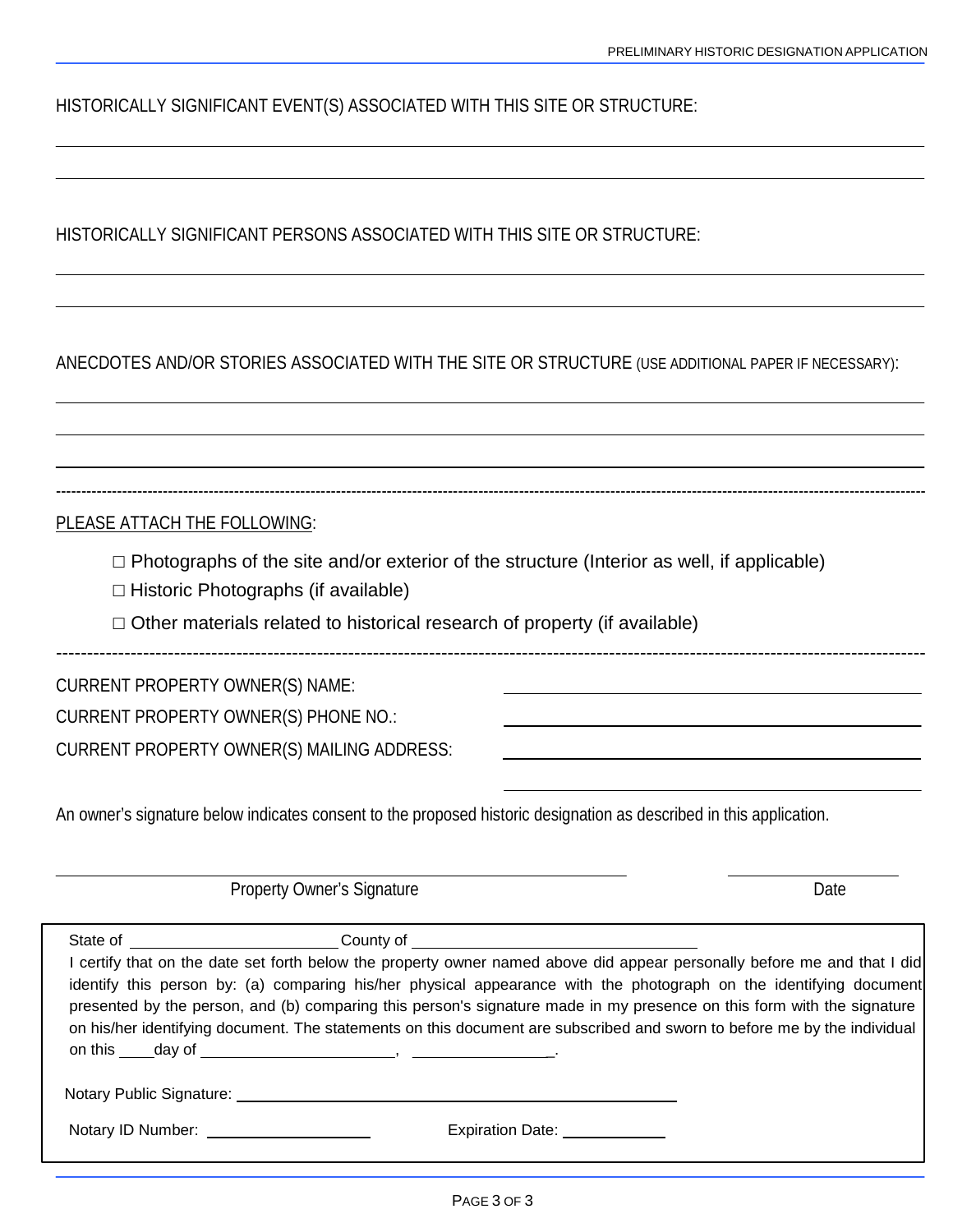HISTORICALLY SIGNIFICANT EVENT(S) ASSOCIATED WITH THIS SITE OR STRUCTURE:

\_\_\_\_\_\_\_\_\_\_\_\_\_\_\_\_\_\_\_\_\_\_\_\_\_\_\_\_\_\_\_\_\_\_\_\_\_\_\_\_\_\_\_\_\_\_\_\_\_\_\_\_\_\_\_\_\_\_\_\_

\_\_\_\_\_\_\_\_\_\_\_\_\_\_\_\_\_\_\_\_\_\_\_\_\_\_\_\_\_\_\_\_\_\_\_\_\_\_\_\_\_\_\_\_\_\_\_\_\_\_\_\_\_\_\_\_\_\_\_\_

HISTORICALLY SIGNIFICANT PERSONS ASSOCIATED WITH THIS SITE OR STRUCTURE:

\_\_\_\_\_\_\_\_\_\_\_\_\_\_\_\_\_\_\_\_\_\_\_\_\_\_\_\_\_\_\_\_\_\_\_\_\_\_\_\_\_\_\_\_\_\_\_\_\_\_\_\_\_\_\_\_\_\_\_\_

\_\_\_\_\_\_\_\_\_\_\_\_\_\_\_\_\_\_\_\_\_\_\_\_\_\_\_\_\_\_\_\_\_\_\_\_\_\_\_\_\_\_\_\_\_\_\_\_\_\_\_\_\_\_\_\_\_\_\_\_

ANECDOTES AND/OR STORIES ASSOCIATED WITH THE SITE OR STRUCTURE (USE ADDITIONAL PAPER IF NECESSARY):

\_\_\_\_\_\_\_\_\_\_\_\_\_\_\_\_\_\_\_\_\_\_\_\_\_\_\_\_\_\_\_\_\_\_\_\_\_\_\_\_\_\_\_\_\_\_\_\_\_\_\_\_\_\_\_\_\_\_\_\_

\_\_\_\_\_\_\_\_\_\_\_\_\_\_\_\_\_\_\_\_\_\_\_\_\_\_\_\_\_\_\_\_\_\_\_\_\_\_\_\_\_\_\_\_\_\_\_\_\_\_\_\_\_\_\_\_\_\_\_\_

\_\_\_\_\_\_\_\_\_\_\_\_\_\_\_\_\_\_\_\_\_\_\_\_\_\_\_\_\_\_\_\_\_\_\_\_\_\_\_\_\_\_\_\_\_\_\_\_\_\_\_\_\_\_\_\_\_\_\_\_

---

PLEASE ATTACH THE FOLLOWING:

- ☐ Photographs of the site and/or exterior of the structure (Interior as well, if applicable)
- ☐ Historic Photographs (if available)
- ☐ Other materials related to historical research of property (if available)

---

CURRENT PROPERTY OWNER(S) NAME: \_\_\_\_\_\_\_\_\_\_\_\_\_\_\_\_\_\_\_\_\_\_\_\_\_\_\_\_\_\_\_\_

CURRENT PROPERTY OWNER(S) PHONE NO.: \_\_\_\_\_\_\_\_\_\_\_\_\_\_\_\_\_\_\_\_\_\_\_\_\_\_\_\_\_\_\_\_

CURRENT PROPERTY OWNER(S) MAILING ADDRESS: \_\_\_\_\_\_\_\_\_\_\_\_\_\_\_\_\_\_\_\_\_\_\_\_\_\_\_\_\_\_\_\_

\_\_\_\_\_\_\_\_\_\_\_\_\_\_\_\_\_\_\_\_\_\_\_\_\_\_\_\_\_\_\_\_

An owner's signature below indicates consent to the proposed historic designation as described in this application.

\_\_\_\_\_\_\_\_\_\_\_\_\_\_\_\_\_\_\_\_\_\_\_\_\_\_\_\_\_\_\_\_\_\_\_\_\_\_\_\_ \_\_\_\_\_\_\_\_\_\_\_\_\_\_\_\_

Property Owner's Signature Date

State of \_\_\_\_\_\_\_\_\_\_\_\_\_\_\_\_\_\_\_\_ County of \_\_\_\_\_\_\_\_\_\_\_\_\_\_\_\_\_\_\_\_\_\_\_\_\_\_

I certify that on the date set forth below the property owner named above did appear personally before me and that I did identify this person by: (a) comparing his/her physical appearance with the photograph on the identifying document presented by the person, and (b) comparing this person's signature made in my presence on this form with the signature on his/her identifying document. The statements on this document are subscribed and sworn to before me by the individual on this \_\_\_\_day of \_\_\_\_\_\_\_\_\_\_\_\_\_\_\_\_\_\_\_\_, \_\_\_\_\_\_\_\_\_\_\_\_\_\_.

Notary Public Signature: \_\_\_\_\_\_\_\_\_\_\_\_\_\_\_\_\_\_\_\_\_\_\_\_\_\_\_\_\_\_\_\_\_\_\_\_\_\_\_\_

Notary ID Number: \_\_\_\_\_\_\_\_\_\_\_\_\_\_\_\_ Expiration Date: \_\_\_\_\_\_\_\_\_\_